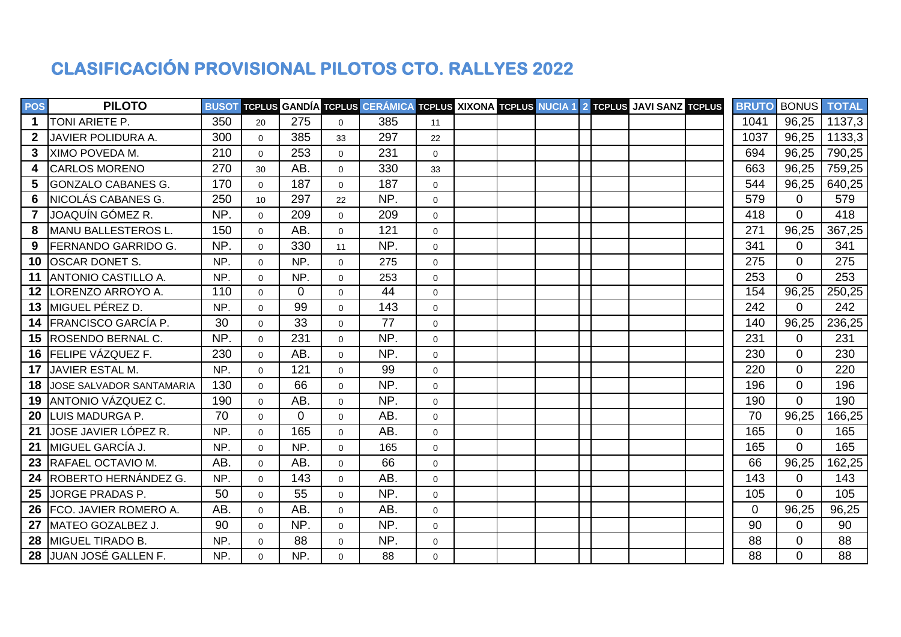# CLASIFICACIÓN PROVISIONAL PILOTOS CTO. RALLYES 2022

| POS | PILOTO | BUSOT | TCPLUS | GANDÍA | TCPLUS | CERÁMICA | TCPLUS | XIXONA | TCPLUS | NUCIA 1 | 2 | TCPLUS | JAVI SANZ | TCPLUS | BRUTO | BONUS | TOTAL |
|---|---|---|---|---|---|---|---|---|---|---|---|---|---|---|---|---|---|
| 1 | TONI ARIETE P. | 350 | 20 | 275 | 0 | 385 | 11 | | | | | | | | 1041 | 96,25 | 1137,3 |
| 2 | JAVIER POLIDURA A. | 300 | 0 | 385 | 33 | 297 | 22 | | | | | | | | 1037 | 96,25 | 1133,3 |
| 3 | XIMO POVEDA M. | 210 | 0 | 253 | 0 | 231 | 0 | | | | | | | | 694 | 96,25 | 790,25 |
| 4 | CARLOS MORENO | 270 | 30 | AB. | 0 | 330 | 33 | | | | | | | | 663 | 96,25 | 759,25 |
| 5 | GONZALO CABANES G. | 170 | 0 | 187 | 0 | 187 | 0 | | | | | | | | 544 | 96,25 | 640,25 |
| 6 | NICOLÁS CABANES G. | 250 | 10 | 297 | 22 | NP. | 0 | | | | | | | | 579 | 0 | 579 |
| 7 | JOAQUÍN GÓMEZ R. | NP. | 0 | 209 | 0 | 209 | 0 | | | | | | | | 418 | 0 | 418 |
| 8 | MANU BALLESTEROS L. | 150 | 0 | AB. | 0 | 121 | 0 | | | | | | | | 271 | 96,25 | 367,25 |
| 9 | FERNANDO GARRIDO G. | NP. | 0 | 330 | 11 | NP. | 0 | | | | | | | | 341 | 0 | 341 |
| 10 | OSCAR DONET S. | NP. | 0 | NP. | 0 | 275 | 0 | | | | | | | | 275 | 0 | 275 |
| 11 | ANTONIO CASTILLO A. | NP. | 0 | NP. | 0 | 253 | 0 | | | | | | | | 253 | 0 | 253 |
| 12 | LORENZO ARROYO A. | 110 | 0 | 0 | 0 | 44 | 0 | | | | | | | | 154 | 96,25 | 250,25 |
| 13 | MIGUEL PÉREZ D. | NP. | 0 | 99 | 0 | 143 | 0 | | | | | | | | 242 | 0 | 242 |
| 14 | FRANCISCO GARCÍA P. | 30 | 0 | 33 | 0 | 77 | 0 | | | | | | | | 140 | 96,25 | 236,25 |
| 15 | ROSENDO BERNAL C. | NP. | 0 | 231 | 0 | NP. | 0 | | | | | | | | 231 | 0 | 231 |
| 16 | FELIPE VÁZQUEZ F. | 230 | 0 | AB. | 0 | NP. | 0 | | | | | | | | 230 | 0 | 230 |
| 17 | JAVIER ESTAL M. | NP. | 0 | 121 | 0 | 99 | 0 | | | | | | | | 220 | 0 | 220 |
| 18 | JOSE SALVADOR SANTAMARIA | 130 | 0 | 66 | 0 | NP. | 0 | | | | | | | | 196 | 0 | 196 |
| 19 | ANTONIO VÁZQUEZ C. | 190 | 0 | AB. | 0 | NP. | 0 | | | | | | | | 190 | 0 | 190 |
| 20 | LUIS MADURGA P. | 70 | 0 | 0 | 0 | AB. | 0 | | | | | | | | 70 | 96,25 | 166,25 |
| 21 | JOSE JAVIER LÓPEZ R. | NP. | 0 | 165 | 0 | AB. | 0 | | | | | | | | 165 | 0 | 165 |
| 21 | MIGUEL GARCÍA J. | NP. | 0 | NP. | 0 | 165 | 0 | | | | | | | | 165 | 0 | 165 |
| 23 | RAFAEL OCTAVIO M. | AB. | 0 | AB. | 0 | 66 | 0 | | | | | | | | 66 | 96,25 | 162,25 |
| 24 | ROBERTO HERNÁNDEZ G. | NP. | 0 | 143 | 0 | AB. | 0 | | | | | | | | 143 | 0 | 143 |
| 25 | JORGE PRADAS P. | 50 | 0 | 55 | 0 | NP. | 0 | | | | | | | | 105 | 0 | 105 |
| 26 | FCO. JAVIER ROMERO A. | AB. | 0 | AB. | 0 | AB. | 0 | | | | | | | | 0 | 96,25 | 96,25 |
| 27 | MATEO GOZALBEZ J. | 90 | 0 | NP. | 0 | NP. | 0 | | | | | | | | 90 | 0 | 90 |
| 28 | MIGUEL TIRADO B. | NP. | 0 | 88 | 0 | NP. | 0 | | | | | | | | 88 | 0 | 88 |
| 28 | JUAN JOSÉ GALLEN F. | NP. | 0 | NP. | 0 | 88 | 0 | | | | | | | | 88 | 0 | 88 |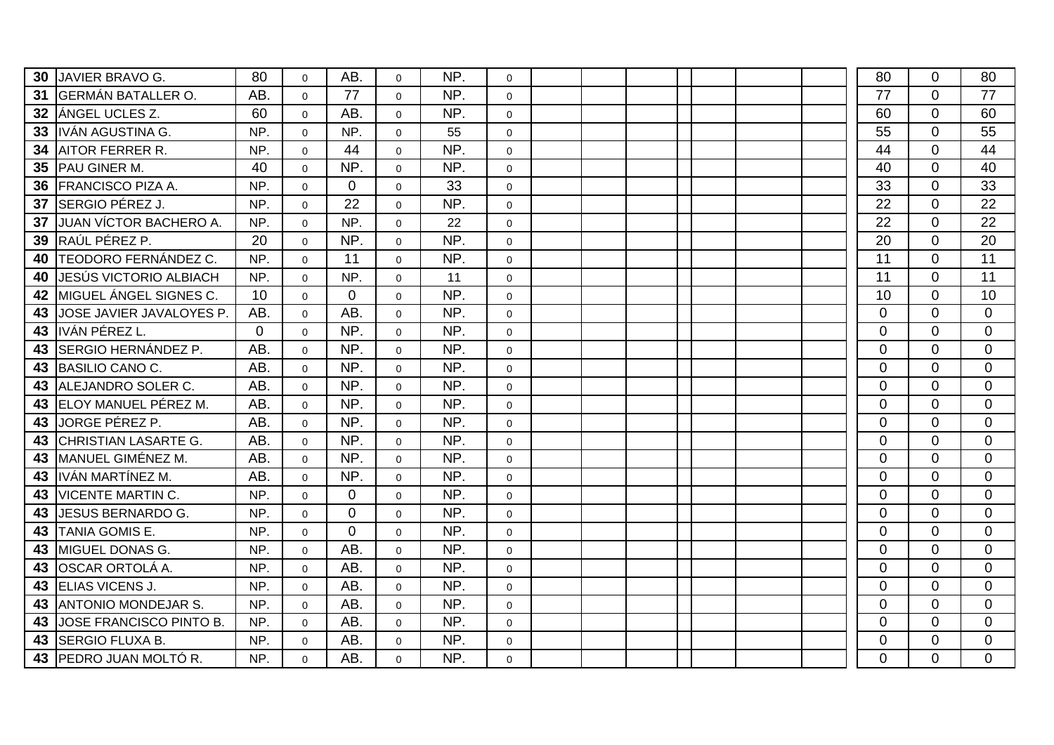| | | | | | | | | | | | | | | | | | |
|---|---|---|---|---|---|---|---|---|---|---|---|---|---|---|---|---|---|
| **30** | JAVIER BRAVO G. | 80 | 0 | AB. | 0 | NP. | 0 | | | | | | | | 80 | 0 | 80 |
| **31** | GERMÁN BATALLER O. | AB. | 0 | 77 | 0 | NP. | 0 | | | | | | | | 77 | 0 | 77 |
| **32** | ÁNGEL UCLES Z. | 60 | 0 | AB. | 0 | NP. | 0 | | | | | | | | 60 | 0 | 60 |
| **33** | IVÁN AGUSTINA G. | NP. | 0 | NP. | 0 | 55 | 0 | | | | | | | | 55 | 0 | 55 |
| **34** | AITOR FERRER R. | NP. | 0 | 44 | 0 | NP. | 0 | | | | | | | | 44 | 0 | 44 |
| **35** | PAU GINER M. | 40 | 0 | NP. | 0 | NP. | 0 | | | | | | | | 40 | 0 | 40 |
| **36** | FRANCISCO PIZA A. | NP. | 0 | 0 | 0 | 33 | 0 | | | | | | | | 33 | 0 | 33 |
| **37** | SERGIO PÉREZ J. | NP. | 0 | 22 | 0 | NP. | 0 | | | | | | | | 22 | 0 | 22 |
| **37** | JUAN VÍCTOR BACHERO A. | NP. | 0 | NP. | 0 | 22 | 0 | | | | | | | | 22 | 0 | 22 |
| **39** | RAÚL PÉREZ P. | 20 | 0 | NP. | 0 | NP. | 0 | | | | | | | | 20 | 0 | 20 |
| **40** | TEODORO FERNÁNDEZ C. | NP. | 0 | 11 | 0 | NP. | 0 | | | | | | | | 11 | 0 | 11 |
| **40** | JESÚS VICTORIO ALBIACH | NP. | 0 | NP. | 0 | 11 | 0 | | | | | | | | 11 | 0 | 11 |
| **42** | MIGUEL ÁNGEL SIGNES C. | 10 | 0 | 0 | 0 | NP. | 0 | | | | | | | | 10 | 0 | 10 |
| **43** | JOSE JAVIER JAVALOYES P. | AB. | 0 | AB. | 0 | NP. | 0 | | | | | | | | 0 | 0 | 0 |
| **43** | IVÁN PÉREZ L. | 0 | 0 | NP. | 0 | NP. | 0 | | | | | | | | 0 | 0 | 0 |
| **43** | SERGIO HERNÁNDEZ P. | AB. | 0 | NP. | 0 | NP. | 0 | | | | | | | | 0 | 0 | 0 |
| **43** | BASILIO CANO C. | AB. | 0 | NP. | 0 | NP. | 0 | | | | | | | | 0 | 0 | 0 |
| **43** | ALEJANDRO SOLER C. | AB. | 0 | NP. | 0 | NP. | 0 | | | | | | | | 0 | 0 | 0 |
| **43** | ELOY MANUEL PÉREZ M. | AB. | 0 | NP. | 0 | NP. | 0 | | | | | | | | 0 | 0 | 0 |
| **43** | JORGE PÉREZ P. | AB. | 0 | NP. | 0 | NP. | 0 | | | | | | | | 0 | 0 | 0 |
| **43** | CHRISTIAN LASARTE G. | AB. | 0 | NP. | 0 | NP. | 0 | | | | | | | | 0 | 0 | 0 |
| **43** | MANUEL GIMÉNEZ M. | AB. | 0 | NP. | 0 | NP. | 0 | | | | | | | | 0 | 0 | 0 |
| **43** | IVÁN MARTÍNEZ M. | AB. | 0 | NP. | 0 | NP. | 0 | | | | | | | | 0 | 0 | 0 |
| **43** | VICENTE MARTIN C. | NP. | 0 | 0 | 0 | NP. | 0 | | | | | | | | 0 | 0 | 0 |
| **43** | JESUS BERNARDO G. | NP. | 0 | 0 | 0 | NP. | 0 | | | | | | | | 0 | 0 | 0 |
| **43** | TANIA GOMIS E. | NP. | 0 | 0 | 0 | NP. | 0 | | | | | | | | 0 | 0 | 0 |
| **43** | MIGUEL DONAS G. | NP. | 0 | AB. | 0 | NP. | 0 | | | | | | | | 0 | 0 | 0 |
| **43** | OSCAR ORTOLÁ A. | NP. | 0 | AB. | 0 | NP. | 0 | | | | | | | | 0 | 0 | 0 |
| **43** | ELIAS VICENS J. | NP. | 0 | AB. | 0 | NP. | 0 | | | | | | | | 0 | 0 | 0 |
| **43** | ANTONIO MONDEJAR S. | NP. | 0 | AB. | 0 | NP. | 0 | | | | | | | | 0 | 0 | 0 |
| **43** | JOSE FRANCISCO PINTO B. | NP. | 0 | AB. | 0 | NP. | 0 | | | | | | | | 0 | 0 | 0 |
| **43** | SERGIO FLUXA B. | NP. | 0 | AB. | 0 | NP. | 0 | | | | | | | | 0 | 0 | 0 |
| **43** | PEDRO JUAN MOLTÓ R. | NP. | 0 | AB. | 0 | NP. | 0 | | | | | | | | 0 | 0 | 0 |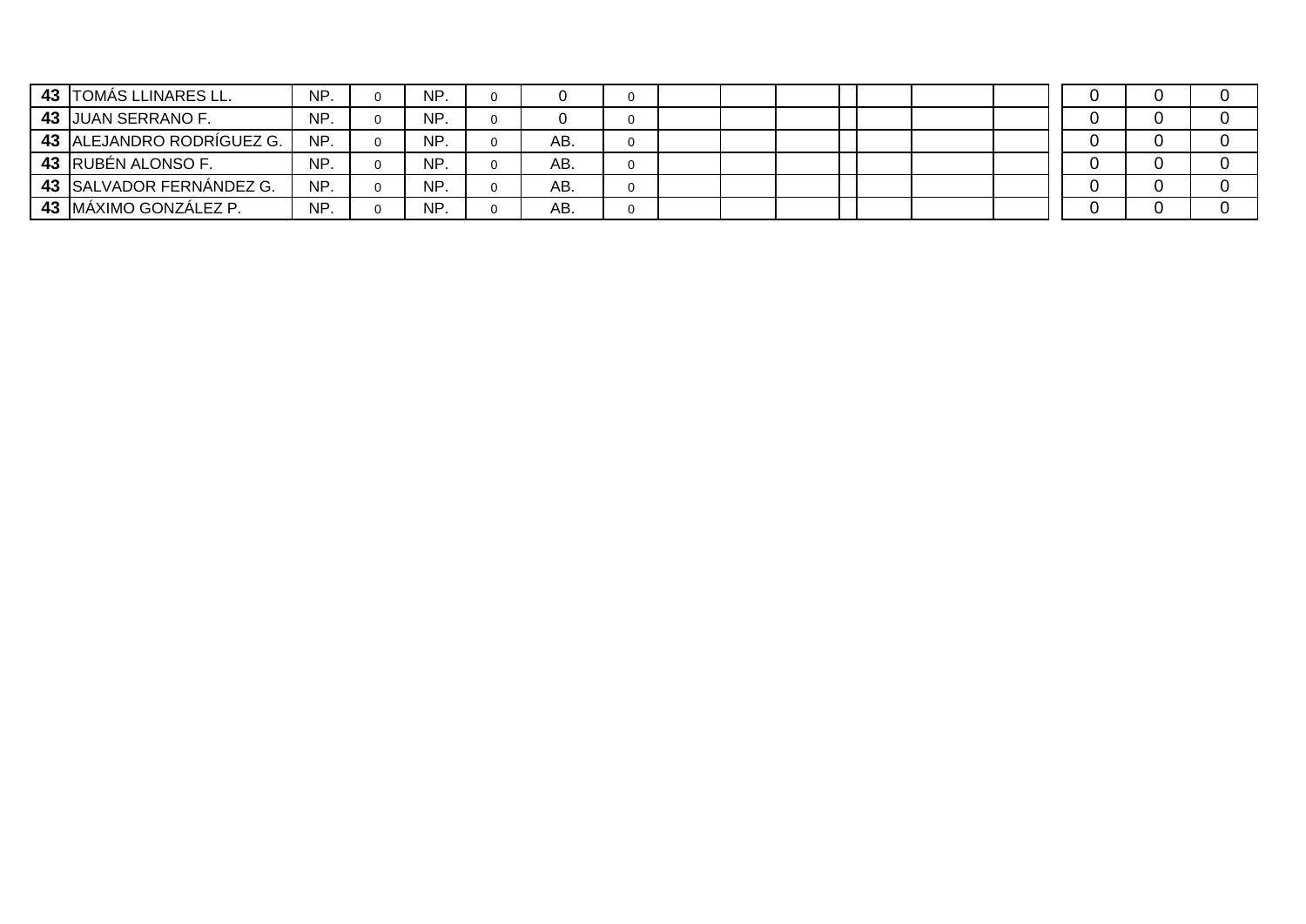| | | | | | | | | | | | | | | | | | |
|---|---|---|---|---|---|---|---|---|---|---|---|---|---|---|---|---|---|
| **43** | TOMÁS LLINARES LL. | NP. | 0 | NP. | 0 | 0 | 0 | | | | | | | | 0 | 0 | 0 |
| **43** | JUAN SERRANO F. | NP. | 0 | NP. | 0 | 0 | 0 | | | | | | | | 0 | 0 | 0 |
| **43** | ALEJANDRO RODRÍGUEZ G. | NP. | 0 | NP. | 0 | AB. | 0 | | | | | | | | 0 | 0 | 0 |
| **43** | RUBÉN ALONSO F. | NP. | 0 | NP. | 0 | AB. | 0 | | | | | | | | 0 | 0 | 0 |
| **43** | SALVADOR FERNÁNDEZ G. | NP. | 0 | NP. | 0 | AB. | 0 | | | | | | | | 0 | 0 | 0 |
| **43** | MÁXIMO GONZÁLEZ P. | NP. | 0 | NP. | 0 | AB. | 0 | | | | | | | | 0 | 0 | 0 |